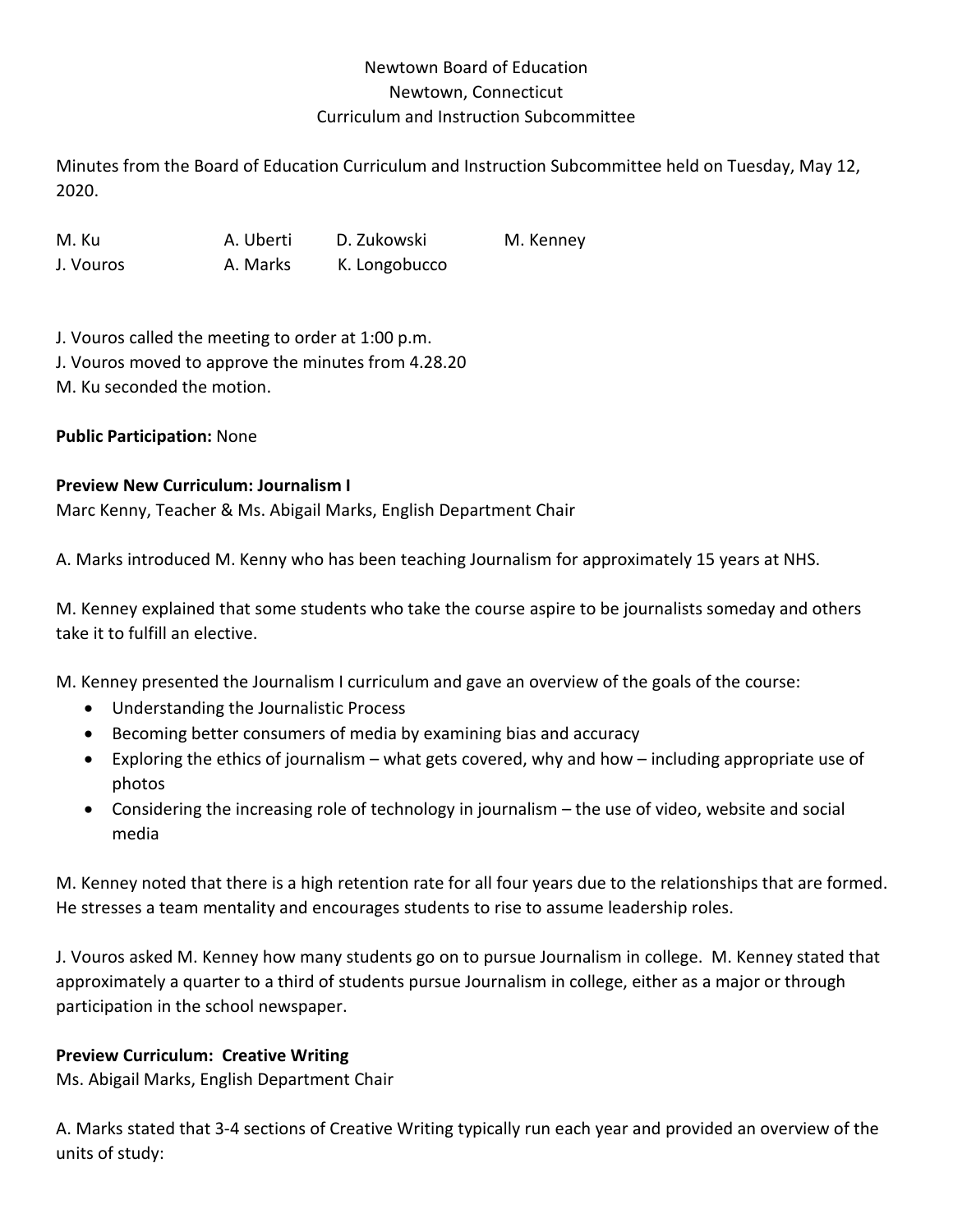Newtown Board of Education
Newtown, Connecticut
Curriculum and Instruction Subcommittee

Minutes from the Board of Education Curriculum and Instruction Subcommittee held on Tuesday, May 12, 2020.

| | | | |
|---|---|---|---|
| M. Ku | A. Uberti | D. Zukowski | M. Kenney |
| J. Vouros | A. Marks | K. Longobucco | |

J. Vouros called the meeting to order at 1:00 p.m.
J. Vouros moved to approve the minutes from 4.28.20
M. Ku seconded the motion.

**Public Participation:** None

**Preview New Curriculum: Journalism I**
Marc Kenny, Teacher & Ms. Abigail Marks, English Department Chair

A. Marks introduced M. Kenny who has been teaching Journalism for approximately 15 years at NHS.

M. Kenney explained that some students who take the course aspire to be journalists someday and others take it to fulfill an elective.

M. Kenney presented the Journalism I curriculum and gave an overview of the goals of the course:

- Understanding the Journalistic Process
- Becoming better consumers of media by examining bias and accuracy
- Exploring the ethics of journalism – what gets covered, why and how – including appropriate use of photos
- Considering the increasing role of technology in journalism – the use of video, website and social media

M. Kenney noted that there is a high retention rate for all four years due to the relationships that are formed. He stresses a team mentality and encourages students to rise to assume leadership roles.

J. Vouros asked M. Kenney how many students go on to pursue Journalism in college. M. Kenney stated that approximately a quarter to a third of students pursue Journalism in college, either as a major or through participation in the school newspaper.

**Preview Curriculum: Creative Writing**
Ms. Abigail Marks, English Department Chair

A. Marks stated that 3-4 sections of Creative Writing typically run each year and provided an overview of the units of study: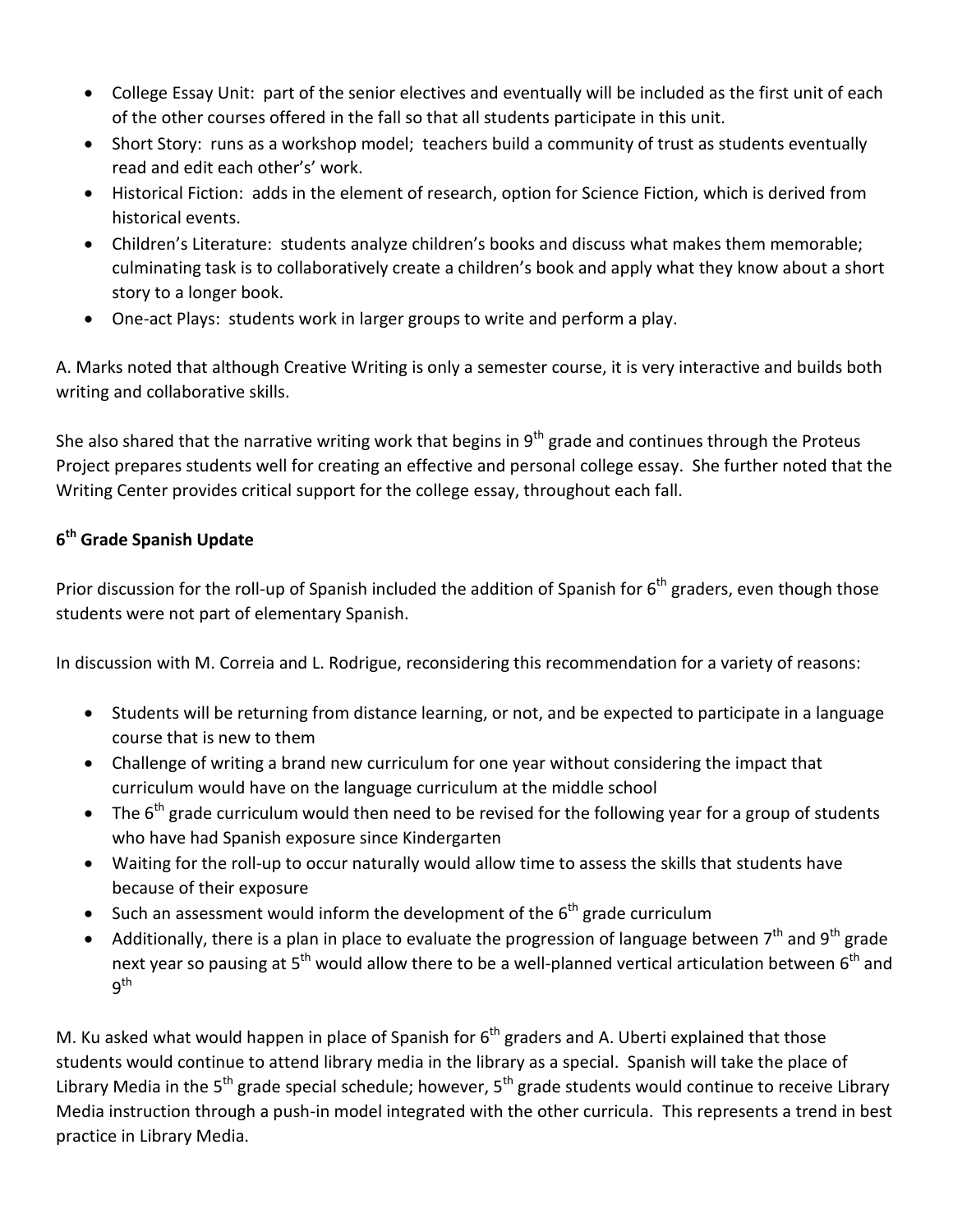- College Essay Unit: part of the senior electives and eventually will be included as the first unit of each of the other courses offered in the fall so that all students participate in this unit.
- Short Story: runs as a workshop model; teachers build a community of trust as students eventually read and edit each other's' work.
- Historical Fiction: adds in the element of research, option for Science Fiction, which is derived from historical events.
- Children's Literature: students analyze children's books and discuss what makes them memorable; culminating task is to collaboratively create a children's book and apply what they know about a short story to a longer book.
- One-act Plays: students work in larger groups to write and perform a play.

A. Marks noted that although Creative Writing is only a semester course, it is very interactive and builds both writing and collaborative skills.

She also shared that the narrative writing work that begins in 9th grade and continues through the Proteus Project prepares students well for creating an effective and personal college essay. She further noted that the Writing Center provides critical support for the college essay, throughout each fall.

**6th Grade Spanish Update**

Prior discussion for the roll-up of Spanish included the addition of Spanish for 6th graders, even though those students were not part of elementary Spanish.

In discussion with M. Correia and L. Rodrigue, reconsidering this recommendation for a variety of reasons:

- Students will be returning from distance learning, or not, and be expected to participate in a language course that is new to them
- Challenge of writing a brand new curriculum for one year without considering the impact that curriculum would have on the language curriculum at the middle school
- The 6th grade curriculum would then need to be revised for the following year for a group of students who have had Spanish exposure since Kindergarten
- Waiting for the roll-up to occur naturally would allow time to assess the skills that students have because of their exposure
- Such an assessment would inform the development of the 6th grade curriculum
- Additionally, there is a plan in place to evaluate the progression of language between 7th and 9th grade next year so pausing at 5th would allow there to be a well-planned vertical articulation between 6th and 9th

M. Ku asked what would happen in place of Spanish for 6th graders and A. Uberti explained that those students would continue to attend library media in the library as a special. Spanish will take the place of Library Media in the 5th grade special schedule; however, 5th grade students would continue to receive Library Media instruction through a push-in model integrated with the other curricula. This represents a trend in best practice in Library Media.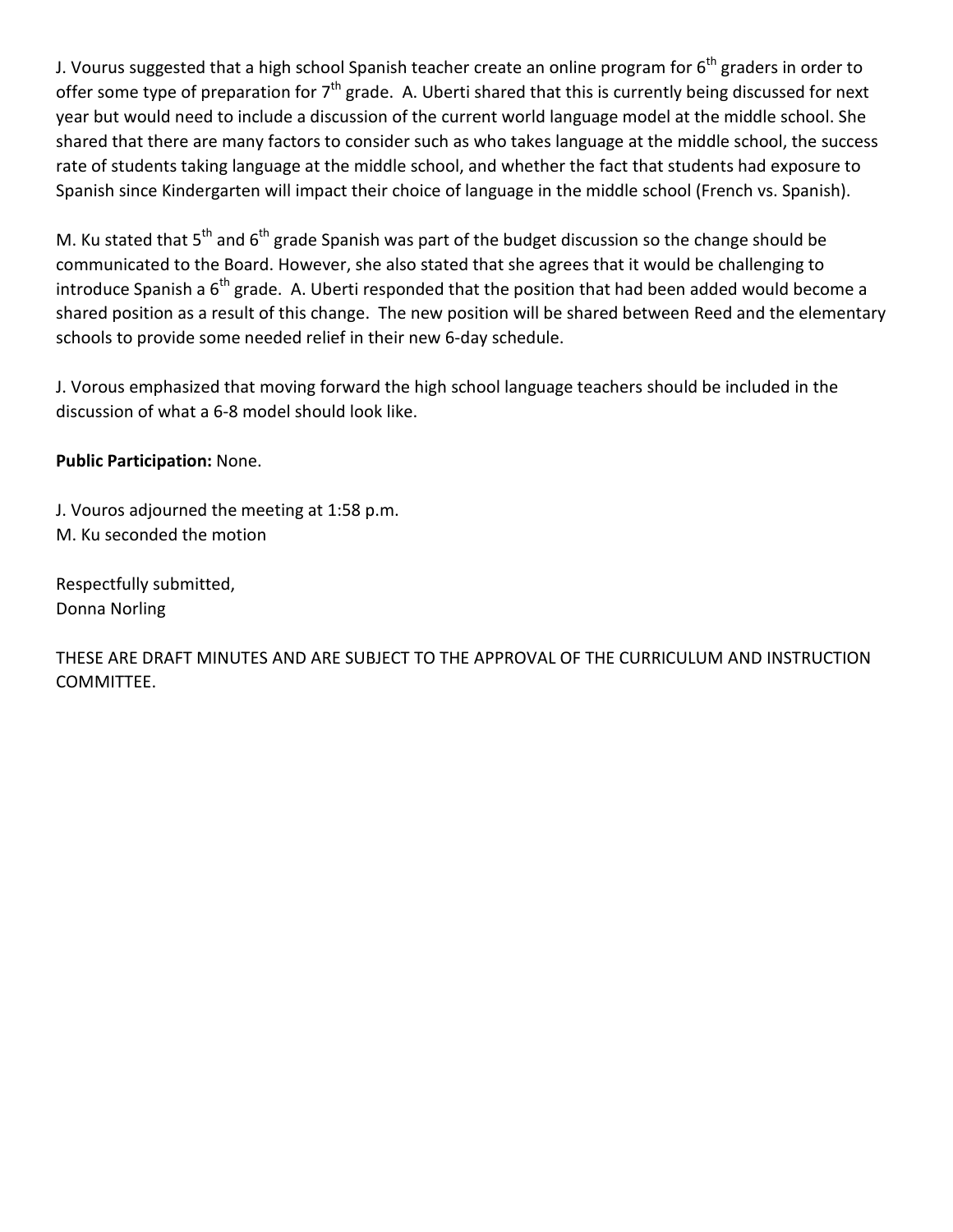J. Vourus suggested that a high school Spanish teacher create an online program for 6th graders in order to offer some type of preparation for 7th grade. A. Uberti shared that this is currently being discussed for next year but would need to include a discussion of the current world language model at the middle school. She shared that there are many factors to consider such as who takes language at the middle school, the success rate of students taking language at the middle school, and whether the fact that students had exposure to Spanish since Kindergarten will impact their choice of language in the middle school (French vs. Spanish).

M. Ku stated that 5th and 6th grade Spanish was part of the budget discussion so the change should be communicated to the Board. However, she also stated that she agrees that it would be challenging to introduce Spanish a 6th grade. A. Uberti responded that the position that had been added would become a shared position as a result of this change. The new position will be shared between Reed and the elementary schools to provide some needed relief in their new 6-day schedule.

J. Vorous emphasized that moving forward the high school language teachers should be included in the discussion of what a 6-8 model should look like.

**Public Participation:** None.

J. Vouros adjourned the meeting at 1:58 p.m.
M. Ku seconded the motion

Respectfully submitted,
Donna Norling

THESE ARE DRAFT MINUTES AND ARE SUBJECT TO THE APPROVAL OF THE CURRICULUM AND INSTRUCTION COMMITTEE.